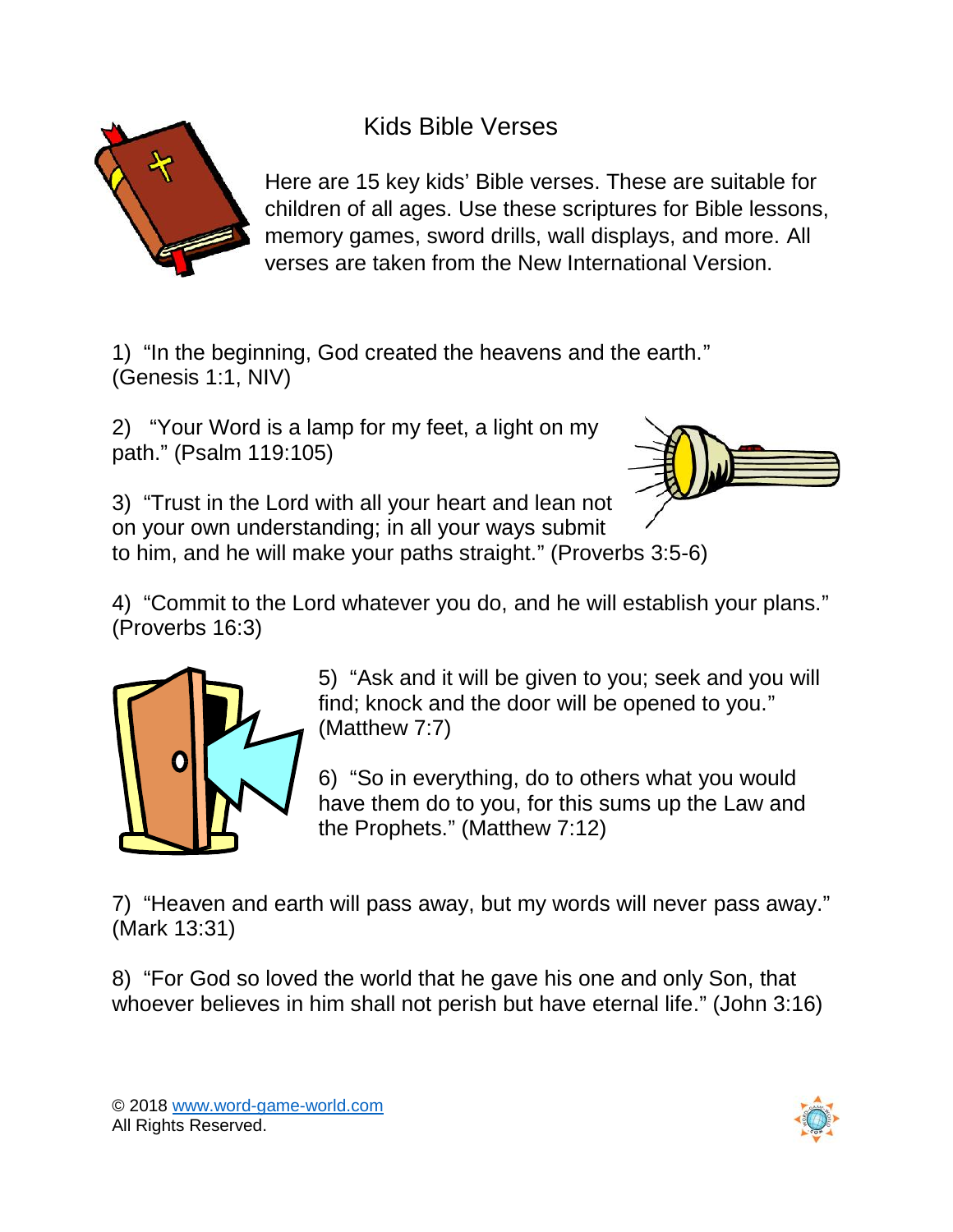# Kids Bible Verses

Here are 15 key kids' Bible verses. These are suitable for children of all ages. Use these scriptures for Bible lessons, memory games, sword drills, wall displays, and more. All verses are taken from the New International Version.

1) "In the beginning, God created the heavens and the earth." (Genesis 1:1, NIV)

2) "Your Word is a lamp for my feet, a light on my path." (Psalm 119:105)

3) "Trust in the Lord with all your heart and lean not on your own understanding; in all your ways submit to him, and he will make your paths straight." (Proverbs 3:5-6)

4) "Commit to the Lord whatever you do, and he will establish your plans." (Proverbs 16:3)

5) "Ask and it will be given to you; seek and you will find; knock and the door will be opened to you." (Matthew 7:7)

6) "So in everything, do to others what you would have them do to you, for this sums up the Law and the Prophets." (Matthew 7:12)

7) "Heaven and earth will pass away, but my words will never pass away." (Mark 13:31)

8) "For God so loved the world that he gave his one and only Son, that whoever believes in him shall not perish but have eternal life." (John 3:16)

© 2018 www.word-game-world.com
All Rights Reserved.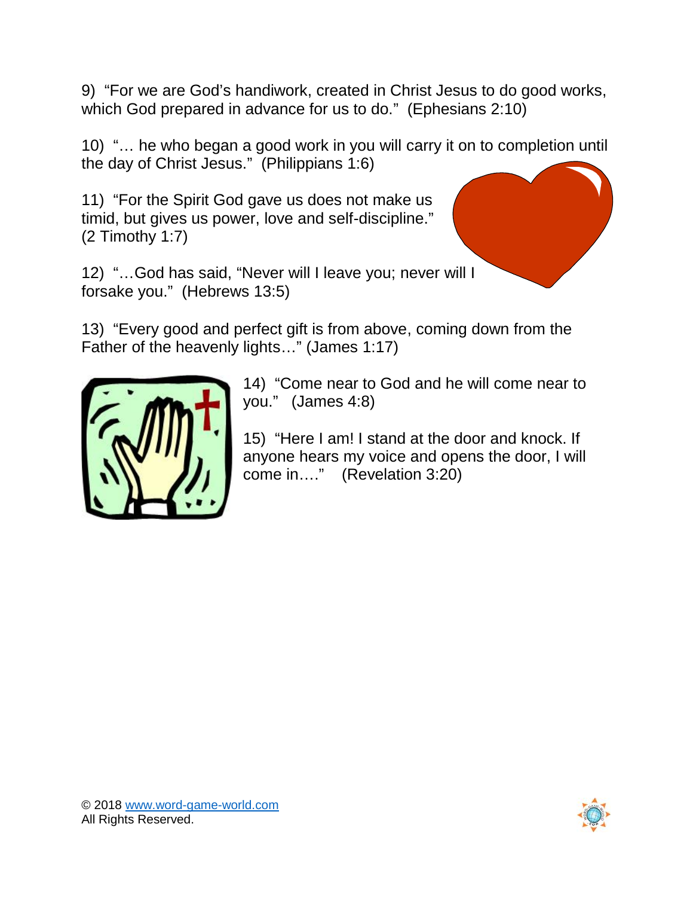9) "For we are God's handiwork, created in Christ Jesus to do good works, which God prepared in advance for us to do." (Ephesians 2:10)

10) "… he who began a good work in you will carry it on to completion until the day of Christ Jesus." (Philippians 1:6)

11) "For the Spirit God gave us does not make us timid, but gives us power, love and self-discipline." (2 Timothy 1:7)

12) "…God has said, "Never will I leave you; never will I forsake you." (Hebrews 13:5)

13) "Every good and perfect gift is from above, coming down from the Father of the heavenly lights…" (James 1:17)

14) "Come near to God and he will come near to you." (James 4:8)

15) "Here I am! I stand at the door and knock. If anyone hears my voice and opens the door, I will come in…." (Revelation 3:20)

© 2018 www.word-game-world.com
All Rights Reserved.